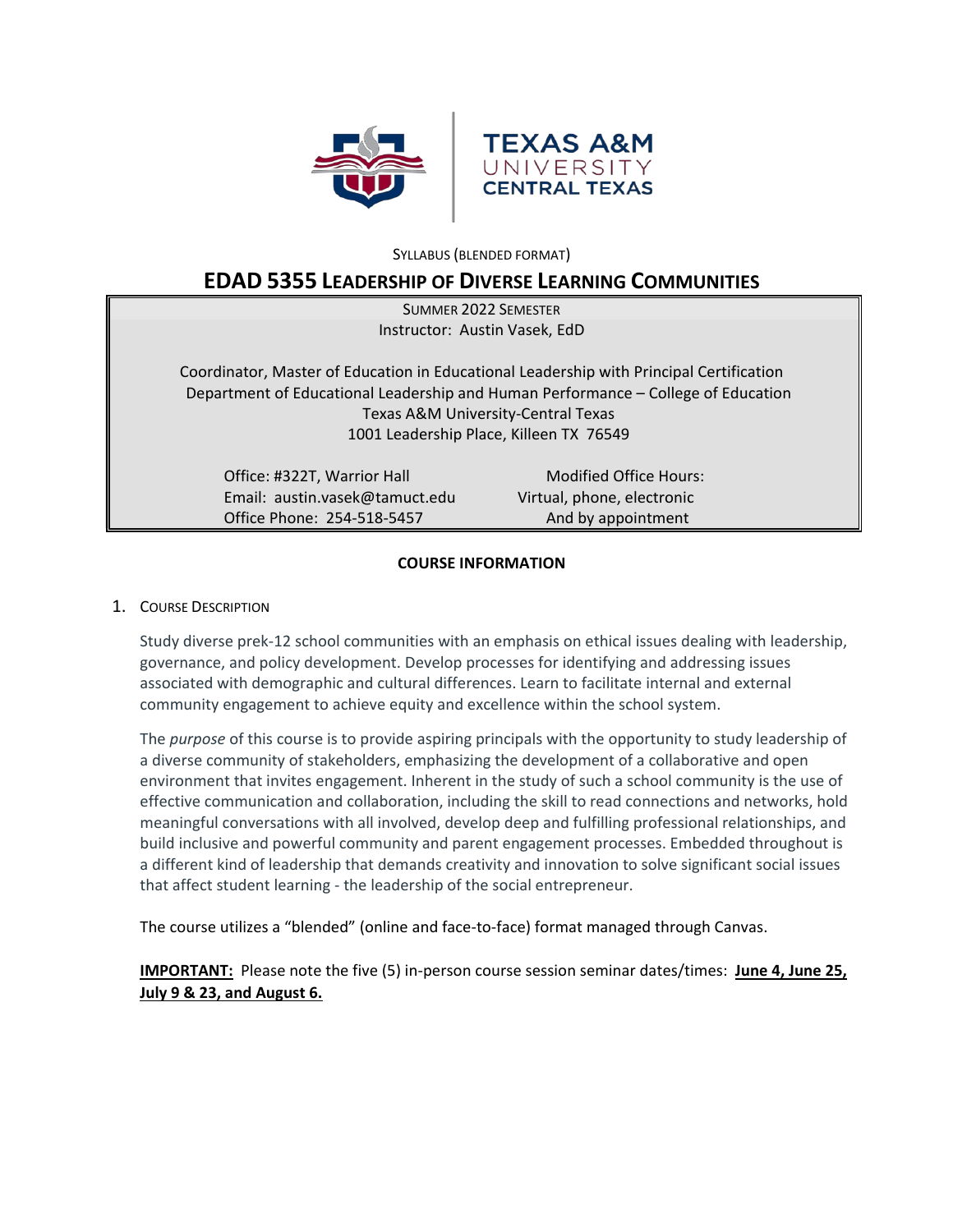TEXAS A&M UNIVERSITY CENTRAL TEXAS

SYLLABUS (BLENDED FORMAT)

# EDAD 5355 LEADERSHIP OF DIVERSE LEARNING COMMUNITIES

SUMMER 2022 SEMESTER
Instructor: Austin Vasek, EdD

Coordinator, Master of Education in Educational Leadership with Principal Certification
Department of Educational Leadership and Human Performance – College of Education
Texas A&M University-Central Texas
1001 Leadership Place, Killeen TX 76549

Office: #322T, Warrior Hall
Email: austin.vasek@tamuct.edu
Office Phone: 254-518-5457

Modified Office Hours:
Virtual, phone, electronic
And by appointment

## COURSE INFORMATION

1. COURSE DESCRIPTION

Study diverse prek-12 school communities with an emphasis on ethical issues dealing with leadership, governance, and policy development. Develop processes for identifying and addressing issues associated with demographic and cultural differences. Learn to facilitate internal and external community engagement to achieve equity and excellence within the school system.

The *purpose* of this course is to provide aspiring principals with the opportunity to study leadership of a diverse community of stakeholders, emphasizing the development of a collaborative and open environment that invites engagement. Inherent in the study of such a school community is the use of effective communication and collaboration, including the skill to read connections and networks, hold meaningful conversations with all involved, develop deep and fulfilling professional relationships, and build inclusive and powerful community and parent engagement processes. Embedded throughout is a different kind of leadership that demands creativity and innovation to solve significant social issues that affect student learning - the leadership of the social entrepreneur.

The course utilizes a "blended" (online and face-to-face) format managed through Canvas.

**IMPORTANT:** Please note the five (5) in-person course session seminar dates/times: **June 4, June 25, July 9 & 23, and August 6.**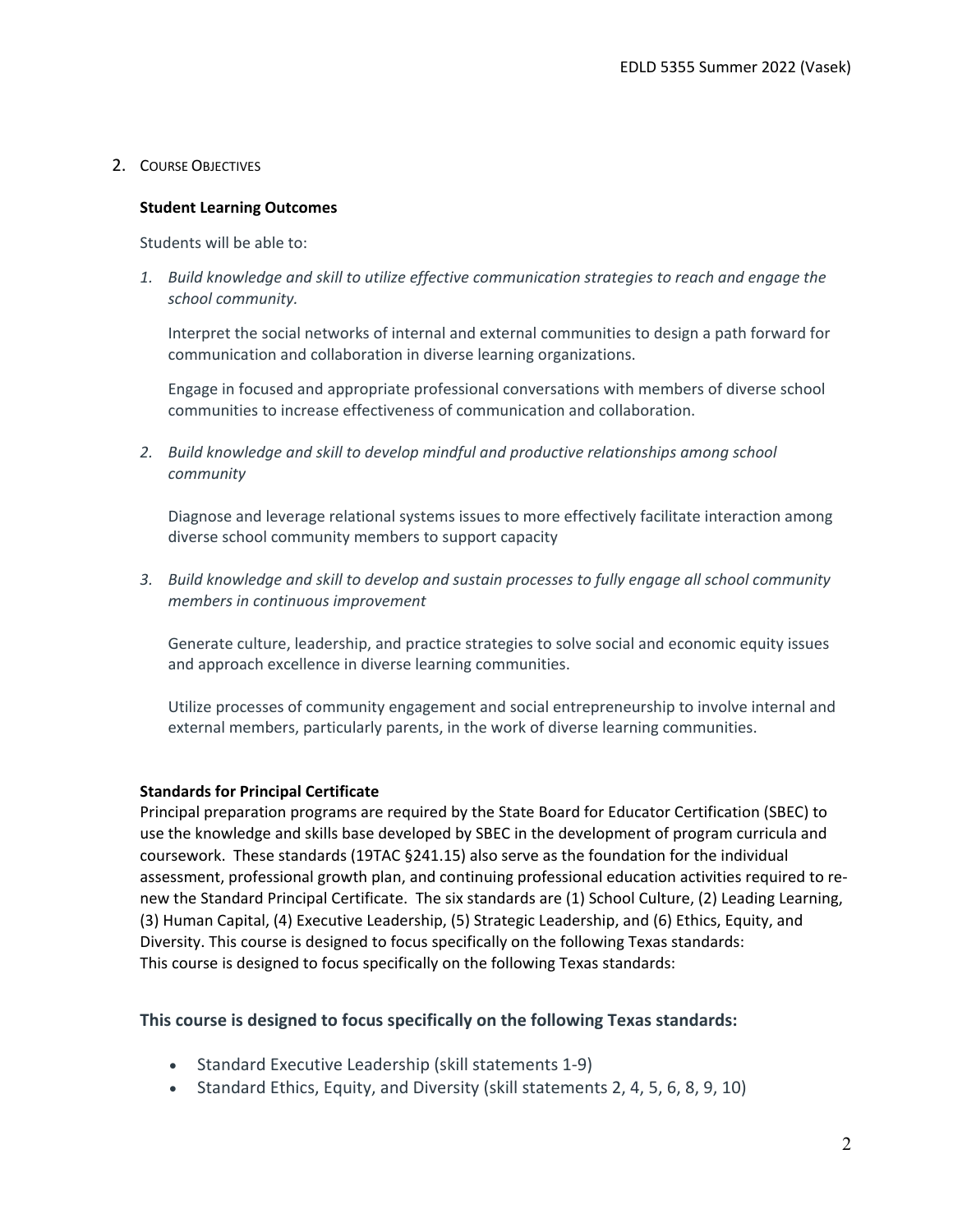## 2. Course Objectives

**Student Learning Outcomes**

Students will be able to:

1. *Build knowledge and skill to utilize effective communication strategies to reach and engage the school community.*

   Interpret the social networks of internal and external communities to design a path forward for communication and collaboration in diverse learning organizations.

   Engage in focused and appropriate professional conversations with members of diverse school communities to increase effectiveness of communication and collaboration.

2. *Build knowledge and skill to develop mindful and productive relationships among school community*

   Diagnose and leverage relational systems issues to more effectively facilitate interaction among diverse school community members to support capacity

3. *Build knowledge and skill to develop and sustain processes to fully engage all school community members in continuous improvement*

   Generate culture, leadership, and practice strategies to solve social and economic equity issues and approach excellence in diverse learning communities.

   Utilize processes of community engagement and social entrepreneurship to involve internal and external members, particularly parents, in the work of diverse learning communities.

**Standards for Principal Certificate**

Principal preparation programs are required by the State Board for Educator Certification (SBEC) to use the knowledge and skills base developed by SBEC in the development of program curricula and coursework. These standards (19TAC §241.15) also serve as the foundation for the individual assessment, professional growth plan, and continuing professional education activities required to re-new the Standard Principal Certificate. The six standards are (1) School Culture, (2) Leading Learning, (3) Human Capital, (4) Executive Leadership, (5) Strategic Leadership, and (6) Ethics, Equity, and Diversity. This course is designed to focus specifically on the following Texas standards:
This course is designed to focus specifically on the following Texas standards:

### This course is designed to focus specifically on the following Texas standards:

- Standard Executive Leadership (skill statements 1-9)
- Standard Ethics, Equity, and Diversity (skill statements 2, 4, 5, 6, 8, 9, 10)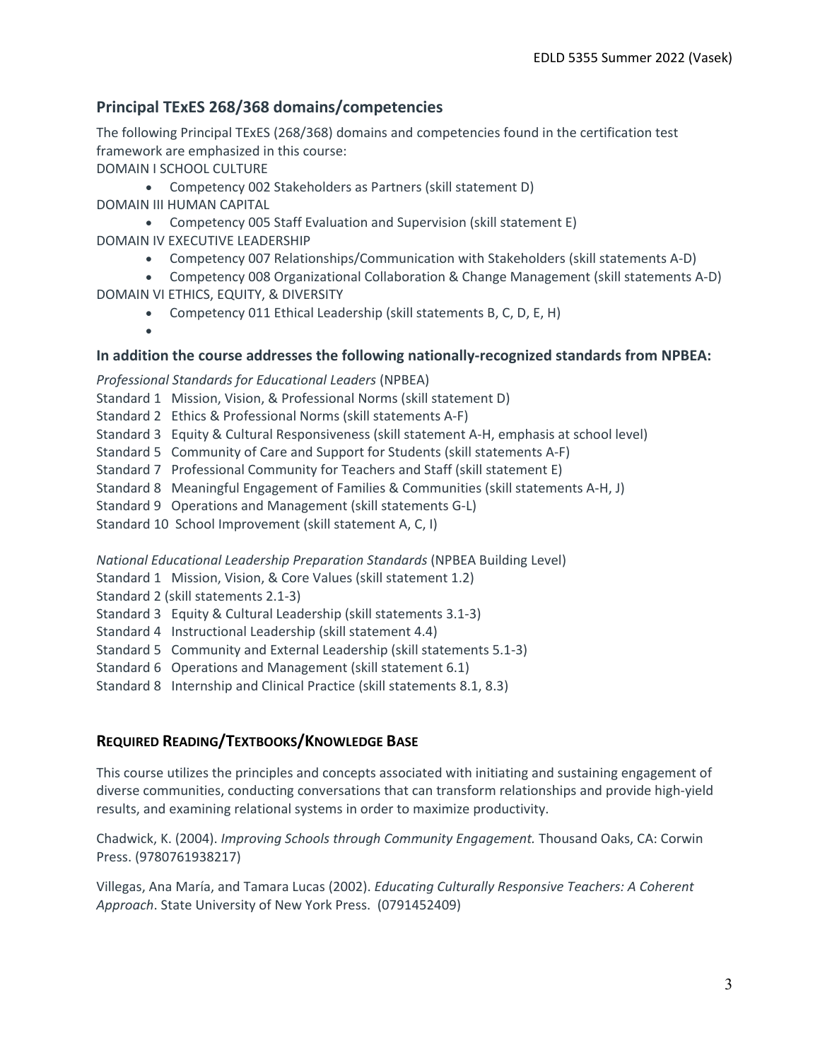## Principal TExES 268/368 domains/competencies

The following Principal TExES (268/368) domains and competencies found in the certification test framework are emphasized in this course:

DOMAIN I SCHOOL CULTURE

- Competency 002 Stakeholders as Partners (skill statement D)

DOMAIN III HUMAN CAPITAL

- Competency 005 Staff Evaluation and Supervision (skill statement E)

DOMAIN IV EXECUTIVE LEADERSHIP

- Competency 007 Relationships/Communication with Stakeholders (skill statements A-D)
- Competency 008 Organizational Collaboration & Change Management (skill statements A-D)

DOMAIN VI ETHICS, EQUITY, & DIVERSITY

- Competency 011 Ethical Leadership (skill statements B, C, D, E, H)
-

### In addition the course addresses the following nationally-recognized standards from NPBEA:

*Professional Standards for Educational Leaders* (NPBEA)

Standard 1 Mission, Vision, & Professional Norms (skill statement D)
Standard 2 Ethics & Professional Norms (skill statements A-F)
Standard 3 Equity & Cultural Responsiveness (skill statement A-H, emphasis at school level)
Standard 5 Community of Care and Support for Students (skill statements A-F)
Standard 7 Professional Community for Teachers and Staff (skill statement E)
Standard 8 Meaningful Engagement of Families & Communities (skill statements A-H, J)
Standard 9 Operations and Management (skill statements G-L)
Standard 10 School Improvement (skill statement A, C, I)

*National Educational Leadership Preparation Standards* (NPBEA Building Level)

Standard 1 Mission, Vision, & Core Values (skill statement 1.2)
Standard 2 (skill statements 2.1-3)
Standard 3 Equity & Cultural Leadership (skill statements 3.1-3)
Standard 4 Instructional Leadership (skill statement 4.4)
Standard 5 Community and External Leadership (skill statements 5.1-3)
Standard 6 Operations and Management (skill statement 6.1)
Standard 8 Internship and Clinical Practice (skill statements 8.1, 8.3)

## REQUIRED READING/TEXTBOOKS/KNOWLEDGE BASE

This course utilizes the principles and concepts associated with initiating and sustaining engagement of diverse communities, conducting conversations that can transform relationships and provide high-yield results, and examining relational systems in order to maximize productivity.

Chadwick, K. (2004). *Improving Schools through Community Engagement.* Thousand Oaks, CA: Corwin Press. (9780761938217)

Villegas, Ana María, and Tamara Lucas (2002). *Educating Culturally Responsive Teachers: A Coherent Approach*. State University of New York Press. (0791452409)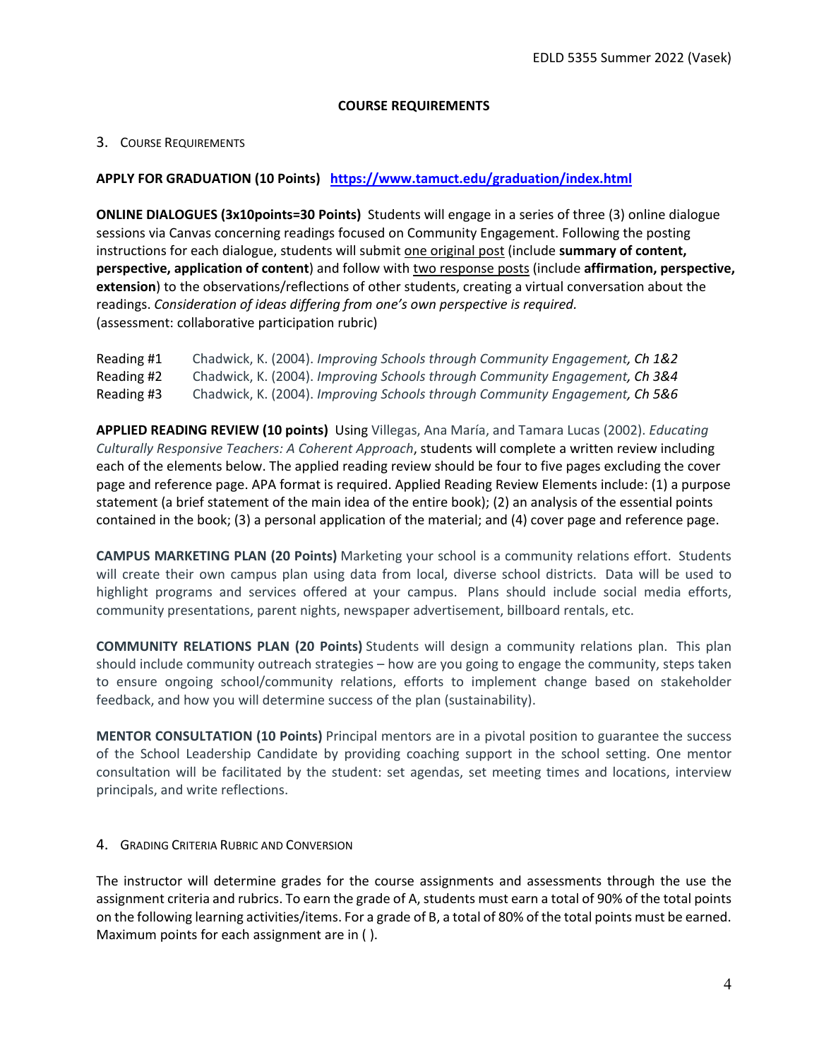## COURSE REQUIREMENTS

### 3. Course Requirements

**APPLY FOR GRADUATION (10 Points)** **https://www.tamuct.edu/graduation/index.html**

**ONLINE DIALOGUES (3x10points=30 Points)** Students will engage in a series of three (3) online dialogue sessions via Canvas concerning readings focused on Community Engagement. Following the posting instructions for each dialogue, students will submit one original post (include **summary of content, perspective, application of content**) and follow with two response posts (include **affirmation, perspective, extension**) to the observations/reflections of other students, creating a virtual conversation about the readings. *Consideration of ideas differing from one's own perspective is required.* (assessment: collaborative participation rubric)

Reading #1 Chadwick, K. (2004). *Improving Schools through Community Engagement, Ch 1&2*
Reading #2 Chadwick, K. (2004). *Improving Schools through Community Engagement, Ch 3&4*
Reading #3 Chadwick, K. (2004). *Improving Schools through Community Engagement, Ch 5&6*

**APPLIED READING REVIEW (10 points)** Using Villegas, Ana María, and Tamara Lucas (2002). *Educating Culturally Responsive Teachers: A Coherent Approach*, students will complete a written review including each of the elements below. The applied reading review should be four to five pages excluding the cover page and reference page. APA format is required. Applied Reading Review Elements include: (1) a purpose statement (a brief statement of the main idea of the entire book); (2) an analysis of the essential points contained in the book; (3) a personal application of the material; and (4) cover page and reference page.

**CAMPUS MARKETING PLAN (20 Points)** Marketing your school is a community relations effort. Students will create their own campus plan using data from local, diverse school districts. Data will be used to highlight programs and services offered at your campus. Plans should include social media efforts, community presentations, parent nights, newspaper advertisement, billboard rentals, etc.

**COMMUNITY RELATIONS PLAN (20 Points)** Students will design a community relations plan. This plan should include community outreach strategies – how are you going to engage the community, steps taken to ensure ongoing school/community relations, efforts to implement change based on stakeholder feedback, and how you will determine success of the plan (sustainability).

**MENTOR CONSULTATION (10 Points)** Principal mentors are in a pivotal position to guarantee the success of the School Leadership Candidate by providing coaching support in the school setting. One mentor consultation will be facilitated by the student: set agendas, set meeting times and locations, interview principals, and write reflections.

### 4. Grading Criteria Rubric and Conversion

The instructor will determine grades for the course assignments and assessments through the use the assignment criteria and rubrics. To earn the grade of A, students must earn a total of 90% of the total points on the following learning activities/items. For a grade of B, a total of 80% of the total points must be earned. Maximum points for each assignment are in ( ).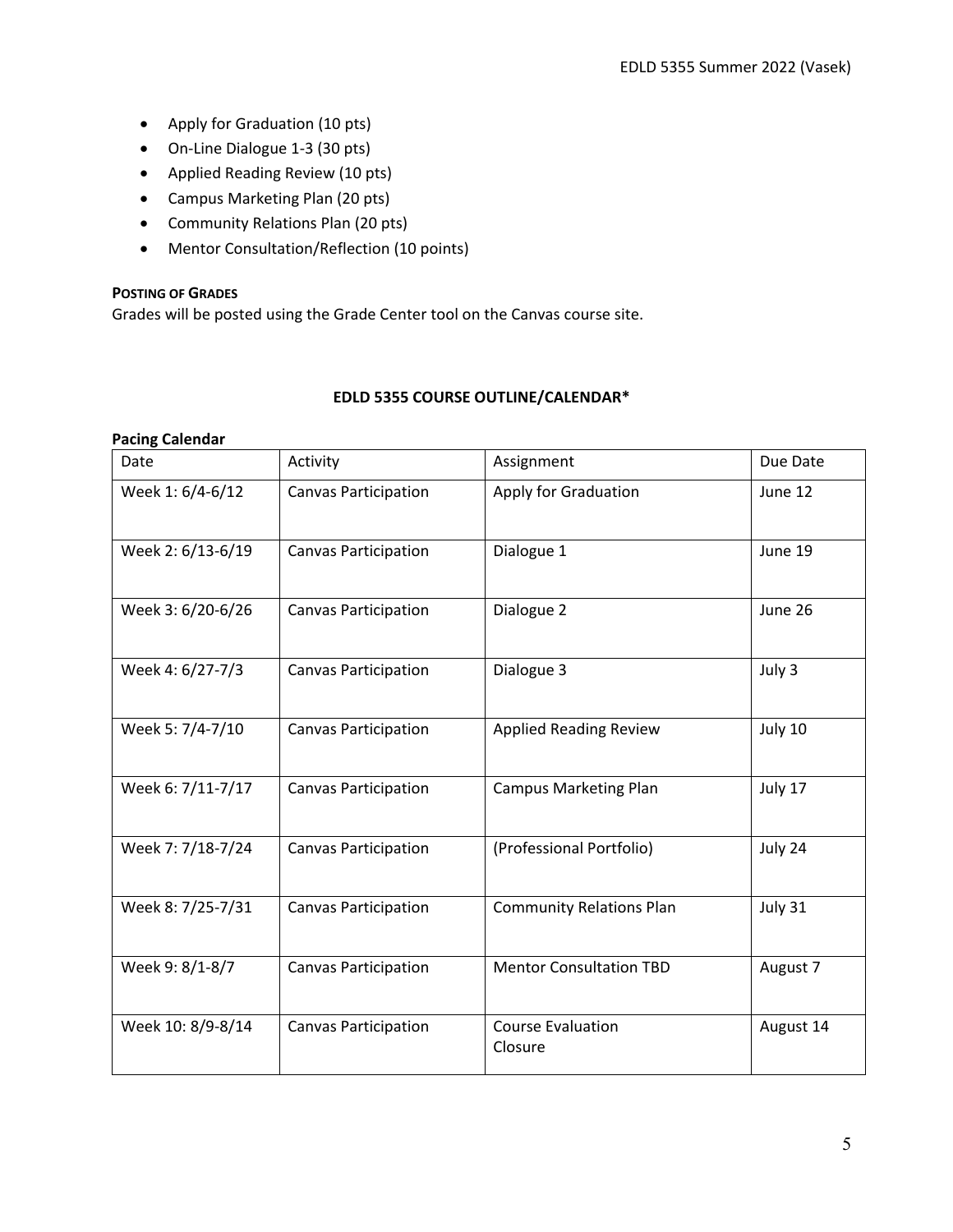- Apply for Graduation (10 pts)
- On-Line Dialogue 1-3 (30 pts)
- Applied Reading Review (10 pts)
- Campus Marketing Plan (20 pts)
- Community Relations Plan (20 pts)
- Mentor Consultation/Reflection (10 points)

**POSTING OF GRADES**

Grades will be posted using the Grade Center tool on the Canvas course site.

## EDLD 5355 COURSE OUTLINE/CALENDAR*

**Pacing Calendar**

| Date | Activity | Assignment | Due Date |
|---|---|---|---|
| Week 1: 6/4-6/12 | Canvas Participation | Apply for Graduation | June 12 |
| Week 2: 6/13-6/19 | Canvas Participation | Dialogue 1 | June 19 |
| Week 3: 6/20-6/26 | Canvas Participation | Dialogue 2 | June 26 |
| Week 4: 6/27-7/3 | Canvas Participation | Dialogue 3 | July 3 |
| Week 5: 7/4-7/10 | Canvas Participation | Applied Reading Review | July 10 |
| Week 6: 7/11-7/17 | Canvas Participation | Campus Marketing Plan | July 17 |
| Week 7: 7/18-7/24 | Canvas Participation | (Professional Portfolio) | July 24 |
| Week 8: 7/25-7/31 | Canvas Participation | Community Relations Plan | July 31 |
| Week 9: 8/1-8/7 | Canvas Participation | Mentor Consultation TBD | August 7 |
| Week 10: 8/9-8/14 | Canvas Participation | Course Evaluation Closure | August 14 |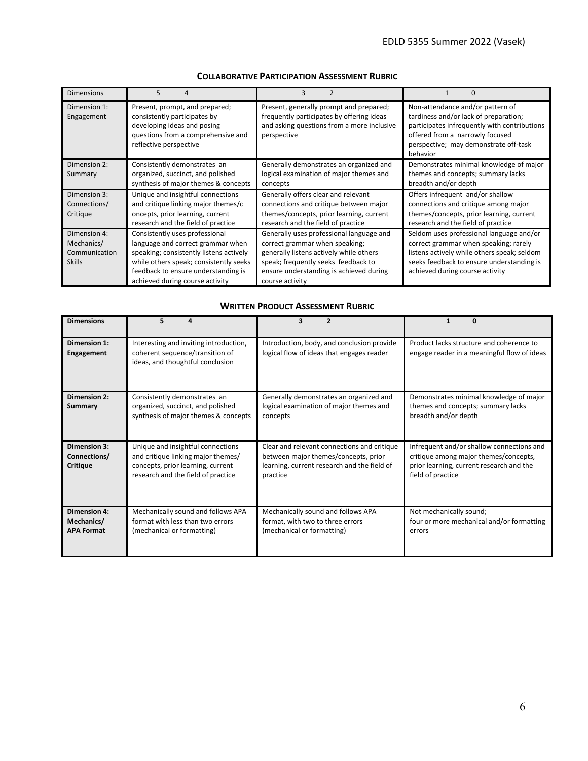**COLLABORATIVE PARTICIPATION ASSESSMENT RUBRIC**

| Dimensions | 5 4 | 3 2 | 1 0 |
|---|---|---|---|
| Dimension 1: Engagement | Present, prompt, and prepared; consistently participates by developing ideas and posing questions from a comprehensive and reflective perspective | Present, generally prompt and prepared; frequently participates by offering ideas and asking questions from a more inclusive perspective | Non-attendance and/or pattern of tardiness and/or lack of preparation; participates infrequently with contributions offered from a narrowly focused perspective; may demonstrate off-task behavior |
| Dimension 2: Summary | Consistently demonstrates an organized, succinct, and polished synthesis of major themes & concepts | Generally demonstrates an organized and logical examination of major themes and concepts | Demonstrates minimal knowledge of major themes and concepts; summary lacks breadth and/or depth |
| Dimension 3: Connections/ Critique | Unique and insightful connections and critique linking major themes/concepts, prior learning, current research and the field of practice | Generally offers clear and relevant connections and critique between major themes/concepts, prior learning, current research and the field of practice | Offers infrequent and/or shallow connections and critique among major themes/concepts, prior learning, current research and the field of practice |
| Dimension 4: Mechanics/ Communication Skills | Consistently uses professional language and correct grammar when speaking; consistently listens actively while others speak; consistently seeks feedback to ensure understanding is achieved during course activity | Generally uses professional language and correct grammar when speaking; generally listens actively while others speak; frequently seeks feedback to ensure understanding is achieved during course activity | Seldom uses professional language and/or correct grammar when speaking; rarely listens actively while others speak; seldom seeks feedback to ensure understanding is achieved during course activity |

**WRITTEN PRODUCT ASSESSMENT RUBRIC**

| **Dimensions** | **5 4** | **3 2** | **1 0** |
|---|---|---|---|
| **Dimension 1: Engagement** | Interesting and inviting introduction, coherent sequence/transition of ideas, and thoughtful conclusion | Introduction, body, and conclusion provide logical flow of ideas that engages reader | Product lacks structure and coherence to engage reader in a meaningful flow of ideas |
| **Dimension 2: Summary** | Consistently demonstrates an organized, succinct, and polished synthesis of major themes & concepts | Generally demonstrates an organized and logical examination of major themes and concepts | Demonstrates minimal knowledge of major themes and concepts; summary lacks breadth and/or depth |
| **Dimension 3: Connections/ Critique** | Unique and insightful connections and critique linking major themes/ concepts, prior learning, current research and the field of practice | Clear and relevant connections and critique between major themes/concepts, prior learning, current research and the field of practice | Infrequent and/or shallow connections and critique among major themes/concepts, prior learning, current research and the field of practice |
| **Dimension 4: Mechanics/ APA Format** | Mechanically sound and follows APA format with less than two errors (mechanical or formatting) | Mechanically sound and follows APA format, with two to three errors (mechanical or formatting) | Not mechanically sound; four or more mechanical and/or formatting errors |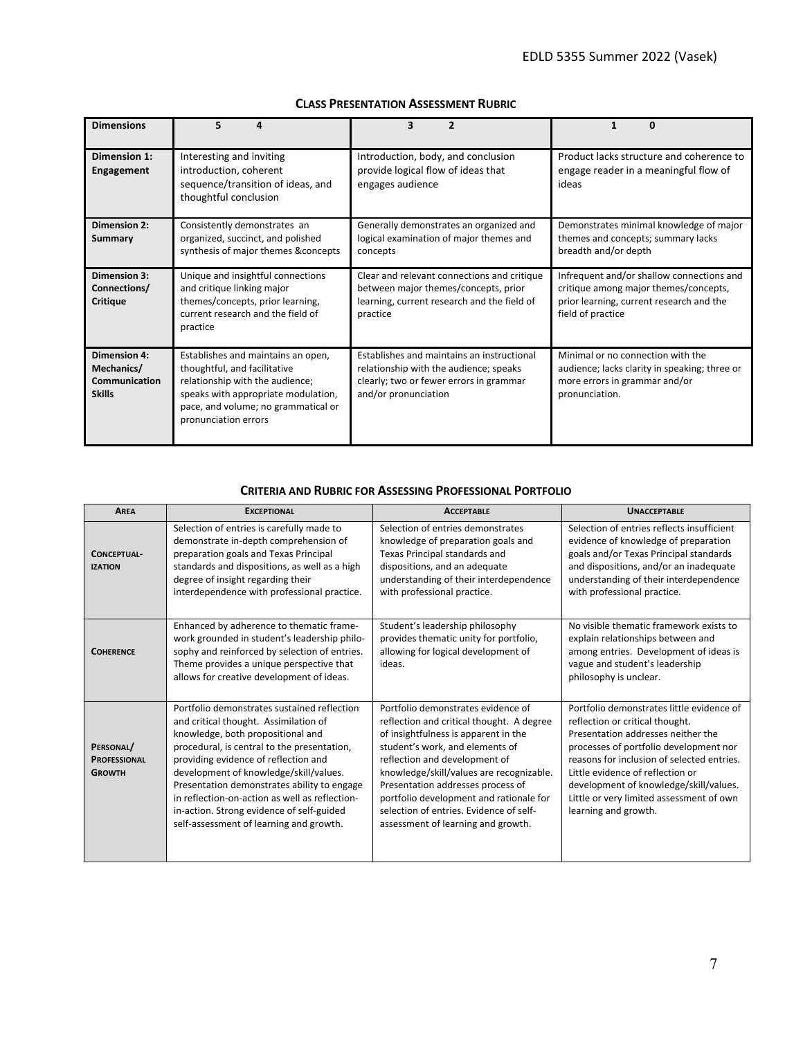## Class Presentation Assessment Rubric

| Dimensions | 5 4 | 3 2 | 1 0 |
|---|---|---|---|
| **Dimension 1: Engagement** | Interesting and inviting introduction, coherent sequence/transition of ideas, and thoughtful conclusion | Introduction, body, and conclusion provide logical flow of ideas that engages audience | Product lacks structure and coherence to engage reader in a meaningful flow of ideas |
| **Dimension 2: Summary** | Consistently demonstrates an organized, succinct, and polished synthesis of major themes &concepts | Generally demonstrates an organized and logical examination of major themes and concepts | Demonstrates minimal knowledge of major themes and concepts; summary lacks breadth and/or depth |
| **Dimension 3: Connections/ Critique** | Unique and insightful connections and critique linking major themes/concepts, prior learning, current research and the field of practice | Clear and relevant connections and critique between major themes/concepts, prior learning, current research and the field of practice | Infrequent and/or shallow connections and critique among major themes/concepts, prior learning, current research and the field of practice |
| **Dimension 4: Mechanics/ Communication Skills** | Establishes and maintains an open, thoughtful, and facilitative relationship with the audience; speaks with appropriate modulation, pace, and volume; no grammatical or pronunciation errors | Establishes and maintains an instructional relationship with the audience; speaks clearly; two or fewer errors in grammar and/or pronunciation | Minimal or no connection with the audience; lacks clarity in speaking; three or more errors in grammar and/or pronunciation. |

## Criteria and Rubric for Assessing Professional Portfolio

| Area | Exceptional | Acceptable | Unacceptable |
|---|---|---|---|
| **Conceptual-ization** | Selection of entries is carefully made to demonstrate in-depth comprehension of preparation goals and Texas Principal standards and dispositions, as well as a high degree of insight regarding their interdependence with professional practice. | Selection of entries demonstrates knowledge of preparation goals and Texas Principal standards and dispositions, and an adequate understanding of their interdependence with professional practice. | Selection of entries reflects insufficient evidence of knowledge of preparation goals and/or Texas Principal standards and dispositions, and/or an inadequate understanding of their interdependence with professional practice. |
| **Coherence** | Enhanced by adherence to thematic frame-work grounded in student's leadership philo-sophy and reinforced by selection of entries. Theme provides a unique perspective that allows for creative development of ideas. | Student's leadership philosophy provides thematic unity for portfolio, allowing for logical development of ideas. | No visible thematic framework exists to explain relationships between and among entries. Development of ideas is vague and student's leadership philosophy is unclear. |
| **Personal/ Professional Growth** | Portfolio demonstrates sustained reflection and critical thought. Assimilation of knowledge, both propositional and procedural, is central to the presentation, providing evidence of reflection and development of knowledge/skill/values. Presentation demonstrates ability to engage in reflection-on-action as well as reflection-in-action. Strong evidence of self-guided self-assessment of learning and growth. | Portfolio demonstrates evidence of reflection and critical thought. A degree of insightfulness is apparent in the student's work, and elements of reflection and development of knowledge/skill/values are recognizable. Presentation addresses process of portfolio development and rationale for selection of entries. Evidence of self-assessment of learning and growth. | Portfolio demonstrates little evidence of reflection or critical thought. Presentation addresses neither the processes of portfolio development nor reasons for inclusion of selected entries. Little evidence of reflection or development of knowledge/skill/values. Little or very limited assessment of own learning and growth. |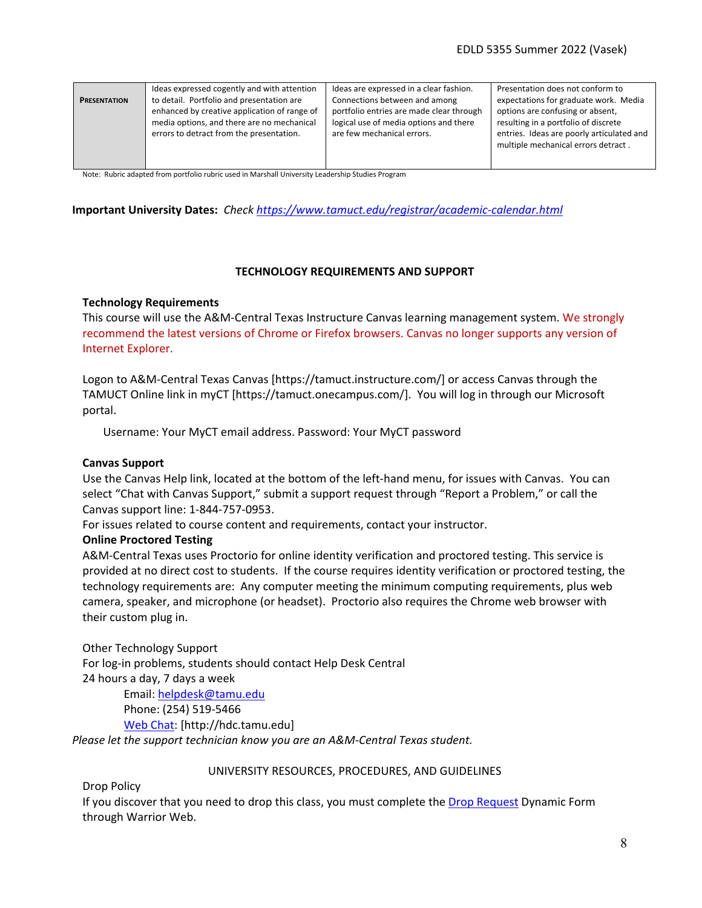| PRESENTATION | Ideas expressed cogently and with attention to detail. Portfolio and presentation are enhanced by creative application of range of media options, and there are no mechanical errors to detract from the presentation. | Ideas are expressed in a clear fashion. Connections between and among portfolio entries are made clear through logical use of media options and there are few mechanical errors. | Presentation does not conform to expectations for graduate work. Media options are confusing or absent, resulting in a portfolio of discrete entries. Ideas are poorly articulated and multiple mechanical errors detract . |
|---|---|---|---|

Note: Rubric adapted from portfolio rubric used in Marshall University Leadership Studies Program

**Important University Dates:** *Check [https://www.tamuct.edu/registrar/academic-calendar.html](https://www.tamuct.edu/registrar/academic-calendar.html)*

## TECHNOLOGY REQUIREMENTS AND SUPPORT

### Technology Requirements

This course will use the A&M-Central Texas Instructure Canvas learning management system. We strongly recommend the latest versions of Chrome or Firefox browsers. Canvas no longer supports any version of Internet Explorer.

Logon to A&M-Central Texas Canvas [https://tamuct.instructure.com/] or access Canvas through the TAMUCT Online link in myCT [https://tamuct.onecampus.com/]. You will log in through our Microsoft portal.

Username: Your MyCT email address. Password: Your MyCT password

### Canvas Support

Use the Canvas Help link, located at the bottom of the left-hand menu, for issues with Canvas. You can select "Chat with Canvas Support," submit a support request through "Report a Problem," or call the Canvas support line: 1-844-757-0953.

For issues related to course content and requirements, contact your instructor.

### Online Proctored Testing

A&M-Central Texas uses Proctorio for online identity verification and proctored testing. This service is provided at no direct cost to students. If the course requires identity verification or proctored testing, the technology requirements are: Any computer meeting the minimum computing requirements, plus web camera, speaker, and microphone (or headset). Proctorio also requires the Chrome web browser with their custom plug in.

Other Technology Support

For log-in problems, students should contact Help Desk Central

24 hours a day, 7 days a week

Email: [helpdesk@tamu.edu](mailto:helpdesk@tamu.edu)

Phone: (254) 519-5466

Web Chat: [http://hdc.tamu.edu]

*Please let the support technician know you are an A&M-Central Texas student.*

## UNIVERSITY RESOURCES, PROCEDURES, AND GUIDELINES

Drop Policy

If you discover that you need to drop this class, you must complete the Drop Request Dynamic Form through Warrior Web.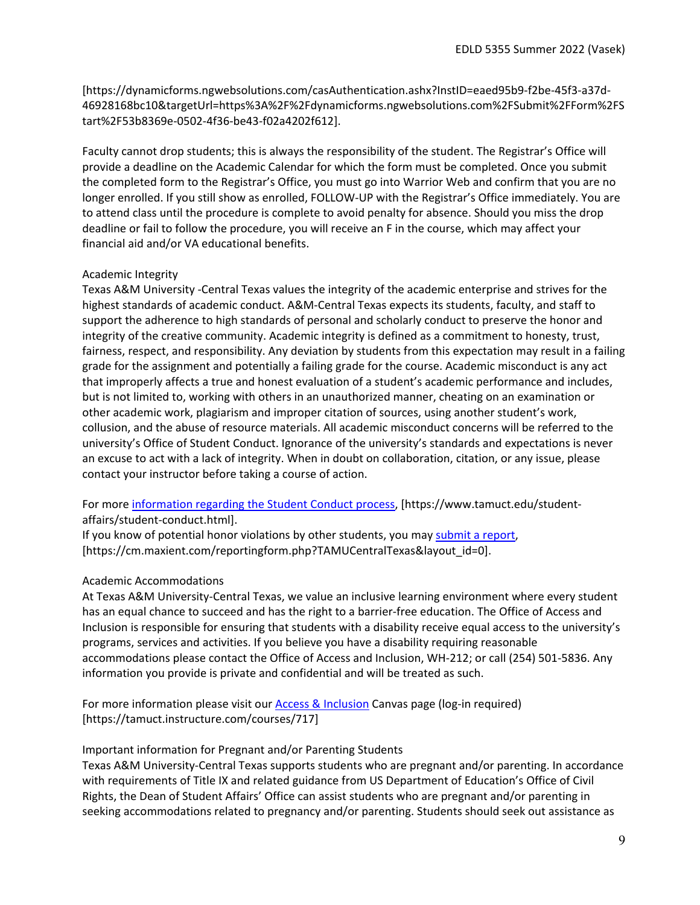[https://dynamicforms.ngwebsolutions.com/casAuthentication.ashx?InstID=eaed95b9-f2be-45f3-a37d-46928168bc10&targetUrl=https%3A%2F%2Fdynamicforms.ngwebsolutions.com%2FSubmit%2FForm%2FStart%2F53b8369e-0502-4f36-be43-f02a4202f612].

Faculty cannot drop students; this is always the responsibility of the student. The Registrar's Office will provide a deadline on the Academic Calendar for which the form must be completed. Once you submit the completed form to the Registrar's Office, you must go into Warrior Web and confirm that you are no longer enrolled. If you still show as enrolled, FOLLOW-UP with the Registrar's Office immediately. You are to attend class until the procedure is complete to avoid penalty for absence. Should you miss the drop deadline or fail to follow the procedure, you will receive an F in the course, which may affect your financial aid and/or VA educational benefits.

### Academic Integrity

Texas A&M University -Central Texas values the integrity of the academic enterprise and strives for the highest standards of academic conduct. A&M-Central Texas expects its students, faculty, and staff to support the adherence to high standards of personal and scholarly conduct to preserve the honor and integrity of the creative community. Academic integrity is defined as a commitment to honesty, trust, fairness, respect, and responsibility. Any deviation by students from this expectation may result in a failing grade for the assignment and potentially a failing grade for the course. Academic misconduct is any act that improperly affects a true and honest evaluation of a student's academic performance and includes, but is not limited to, working with others in an unauthorized manner, cheating on an examination or other academic work, plagiarism and improper citation of sources, using another student's work, collusion, and the abuse of resource materials. All academic misconduct concerns will be referred to the university's Office of Student Conduct. Ignorance of the university's standards and expectations is never an excuse to act with a lack of integrity. When in doubt on collaboration, citation, or any issue, please contact your instructor before taking a course of action.

For more information regarding the Student Conduct process, [https://www.tamuct.edu/student-affairs/student-conduct.html].
If you know of potential honor violations by other students, you may submit a report, [https://cm.maxient.com/reportingform.php?TAMUCentralTexas&layout_id=0].

### Academic Accommodations

At Texas A&M University-Central Texas, we value an inclusive learning environment where every student has an equal chance to succeed and has the right to a barrier-free education. The Office of Access and Inclusion is responsible for ensuring that students with a disability receive equal access to the university's programs, services and activities. If you believe you have a disability requiring reasonable accommodations please contact the Office of Access and Inclusion, WH-212; or call (254) 501-5836. Any information you provide is private and confidential and will be treated as such.

For more information please visit our Access & Inclusion Canvas page (log-in required) [https://tamuct.instructure.com/courses/717]

### Important information for Pregnant and/or Parenting Students

Texas A&M University-Central Texas supports students who are pregnant and/or parenting. In accordance with requirements of Title IX and related guidance from US Department of Education's Office of Civil Rights, the Dean of Student Affairs' Office can assist students who are pregnant and/or parenting in seeking accommodations related to pregnancy and/or parenting. Students should seek out assistance as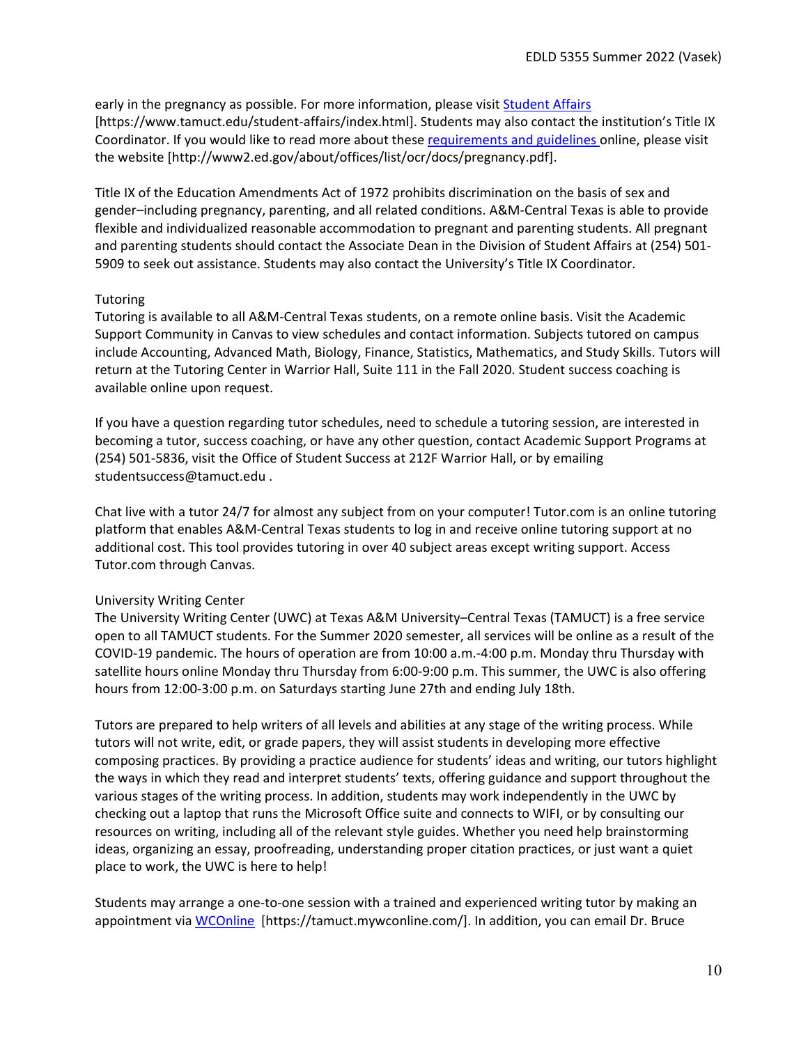early in the pregnancy as possible. For more information, please visit Student Affairs [https://www.tamuct.edu/student-affairs/index.html]. Students may also contact the institution's Title IX Coordinator. If you would like to read more about these requirements and guidelines online, please visit the website [http://www2.ed.gov/about/offices/list/ocr/docs/pregnancy.pdf].

Title IX of the Education Amendments Act of 1972 prohibits discrimination on the basis of sex and gender–including pregnancy, parenting, and all related conditions. A&M-Central Texas is able to provide flexible and individualized reasonable accommodation to pregnant and parenting students. All pregnant and parenting students should contact the Associate Dean in the Division of Student Affairs at (254) 501-5909 to seek out assistance. Students may also contact the University's Title IX Coordinator.

### Tutoring

Tutoring is available to all A&M-Central Texas students, on a remote online basis. Visit the Academic Support Community in Canvas to view schedules and contact information. Subjects tutored on campus include Accounting, Advanced Math, Biology, Finance, Statistics, Mathematics, and Study Skills. Tutors will return at the Tutoring Center in Warrior Hall, Suite 111 in the Fall 2020. Student success coaching is available online upon request.

If you have a question regarding tutor schedules, need to schedule a tutoring session, are interested in becoming a tutor, success coaching, or have any other question, contact Academic Support Programs at (254) 501-5836, visit the Office of Student Success at 212F Warrior Hall, or by emailing studentsuccess@tamuct.edu .

Chat live with a tutor 24/7 for almost any subject from on your computer! Tutor.com is an online tutoring platform that enables A&M-Central Texas students to log in and receive online tutoring support at no additional cost. This tool provides tutoring in over 40 subject areas except writing support. Access Tutor.com through Canvas.

### University Writing Center

The University Writing Center (UWC) at Texas A&M University–Central Texas (TAMUCT) is a free service open to all TAMUCT students. For the Summer 2020 semester, all services will be online as a result of the COVID-19 pandemic. The hours of operation are from 10:00 a.m.-4:00 p.m. Monday thru Thursday with satellite hours online Monday thru Thursday from 6:00-9:00 p.m. This summer, the UWC is also offering hours from 12:00-3:00 p.m. on Saturdays starting June 27th and ending July 18th.

Tutors are prepared to help writers of all levels and abilities at any stage of the writing process. While tutors will not write, edit, or grade papers, they will assist students in developing more effective composing practices. By providing a practice audience for students' ideas and writing, our tutors highlight the ways in which they read and interpret students' texts, offering guidance and support throughout the various stages of the writing process. In addition, students may work independently in the UWC by checking out a laptop that runs the Microsoft Office suite and connects to WIFI, or by consulting our resources on writing, including all of the relevant style guides. Whether you need help brainstorming ideas, organizing an essay, proofreading, understanding proper citation practices, or just want a quiet place to work, the UWC is here to help!

Students may arrange a one-to-one session with a trained and experienced writing tutor by making an appointment via WCOnline [https://tamuct.mywconline.com/]. In addition, you can email Dr. Bruce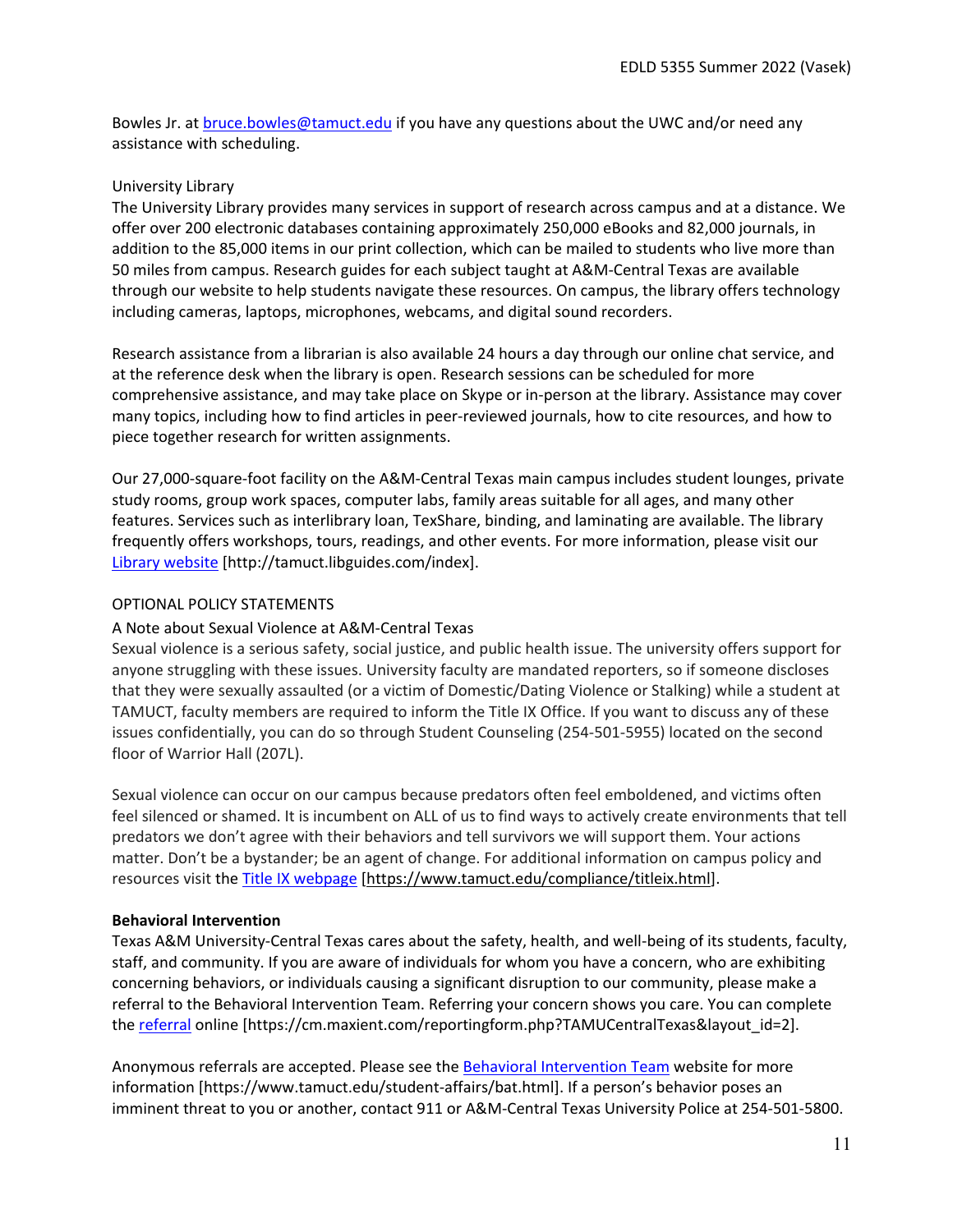Bowles Jr. at bruce.bowles@tamuct.edu if you have any questions about the UWC and/or need any assistance with scheduling.

University Library

The University Library provides many services in support of research across campus and at a distance. We offer over 200 electronic databases containing approximately 250,000 eBooks and 82,000 journals, in addition to the 85,000 items in our print collection, which can be mailed to students who live more than 50 miles from campus. Research guides for each subject taught at A&M-Central Texas are available through our website to help students navigate these resources. On campus, the library offers technology including cameras, laptops, microphones, webcams, and digital sound recorders.

Research assistance from a librarian is also available 24 hours a day through our online chat service, and at the reference desk when the library is open. Research sessions can be scheduled for more comprehensive assistance, and may take place on Skype or in-person at the library. Assistance may cover many topics, including how to find articles in peer-reviewed journals, how to cite resources, and how to piece together research for written assignments.

Our 27,000-square-foot facility on the A&M-Central Texas main campus includes student lounges, private study rooms, group work spaces, computer labs, family areas suitable for all ages, and many other features. Services such as interlibrary loan, TexShare, binding, and laminating are available. The library frequently offers workshops, tours, readings, and other events. For more information, please visit our Library website [http://tamuct.libguides.com/index].

OPTIONAL POLICY STATEMENTS

A Note about Sexual Violence at A&M-Central Texas

Sexual violence is a serious safety, social justice, and public health issue. The university offers support for anyone struggling with these issues. University faculty are mandated reporters, so if someone discloses that they were sexually assaulted (or a victim of Domestic/Dating Violence or Stalking) while a student at TAMUCT, faculty members are required to inform the Title IX Office. If you want to discuss any of these issues confidentially, you can do so through Student Counseling (254-501-5955) located on the second floor of Warrior Hall (207L).

Sexual violence can occur on our campus because predators often feel emboldened, and victims often feel silenced or shamed. It is incumbent on ALL of us to find ways to actively create environments that tell predators we don't agree with their behaviors and tell survivors we will support them. Your actions matter. Don't be a bystander; be an agent of change. For additional information on campus policy and resources visit the Title IX webpage [https://www.tamuct.edu/compliance/titleix.html].

**Behavioral Intervention**

Texas A&M University-Central Texas cares about the safety, health, and well-being of its students, faculty, staff, and community. If you are aware of individuals for whom you have a concern, who are exhibiting concerning behaviors, or individuals causing a significant disruption to our community, please make a referral to the Behavioral Intervention Team. Referring your concern shows you care. You can complete the referral online [https://cm.maxient.com/reportingform.php?TAMUCentralTexas&layout_id=2].

Anonymous referrals are accepted. Please see the Behavioral Intervention Team website for more information [https://www.tamuct.edu/student-affairs/bat.html]. If a person's behavior poses an imminent threat to you or another, contact 911 or A&M-Central Texas University Police at 254-501-5800.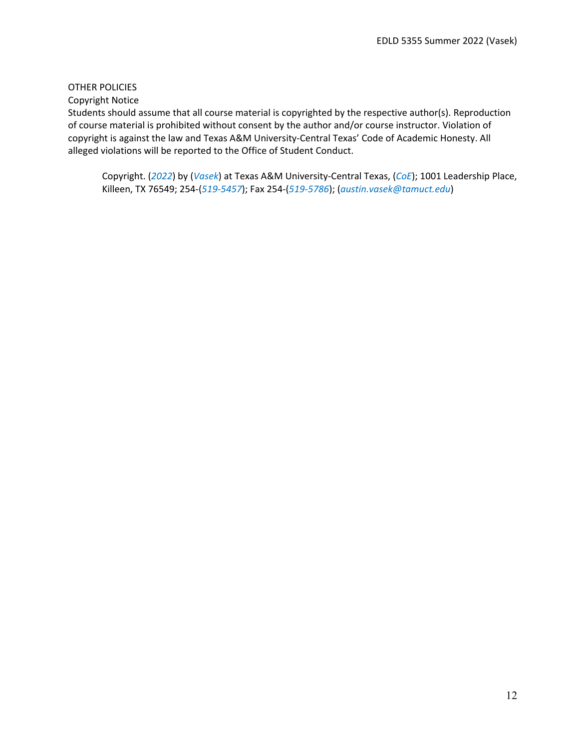OTHER POLICIES

Copyright Notice

Students should assume that all course material is copyrighted by the respective author(s). Reproduction of course material is prohibited without consent by the author and/or course instructor. Violation of copyright is against the law and Texas A&M University-Central Texas' Code of Academic Honesty. All alleged violations will be reported to the Office of Student Conduct.

> Copyright. (*2022*) by (*Vasek*) at Texas A&M University-Central Texas, (*CoE*); 1001 Leadership Place, Killeen, TX 76549; 254-(*519-5457*); Fax 254-(*519-5786*); (*austin.vasek@tamuct.edu*)